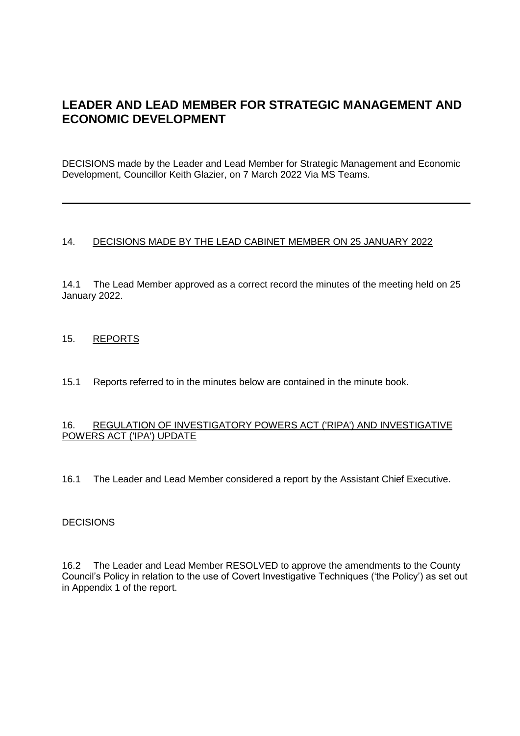# LEADER AND LEAD MEMBER FOR STRATEGIC MANAGEMENT AND ECONOMIC DEVELOPMENT

DECISIONS made by the Leader and Lead Member for Strategic Management and Economic Development, Councillor Keith Glazier, on 7 March 2022 Via MS Teams.

---

## 14. DECISIONS MADE BY THE LEAD CABINET MEMBER ON 25 JANUARY 2022

14.1 The Lead Member approved as a correct record the minutes of the meeting held on 25 January 2022.

## 15. REPORTS

15.1 Reports referred to in the minutes below are contained in the minute book.

## 16. REGULATION OF INVESTIGATORY POWERS ACT ('RIPA') AND INVESTIGATIVE POWERS ACT ('IPA') UPDATE

16.1 The Leader and Lead Member considered a report by the Assistant Chief Executive.

DECISIONS

16.2 The Leader and Lead Member RESOLVED to approve the amendments to the County Council's Policy in relation to the use of Covert Investigative Techniques ('the Policy') as set out in Appendix 1 of the report.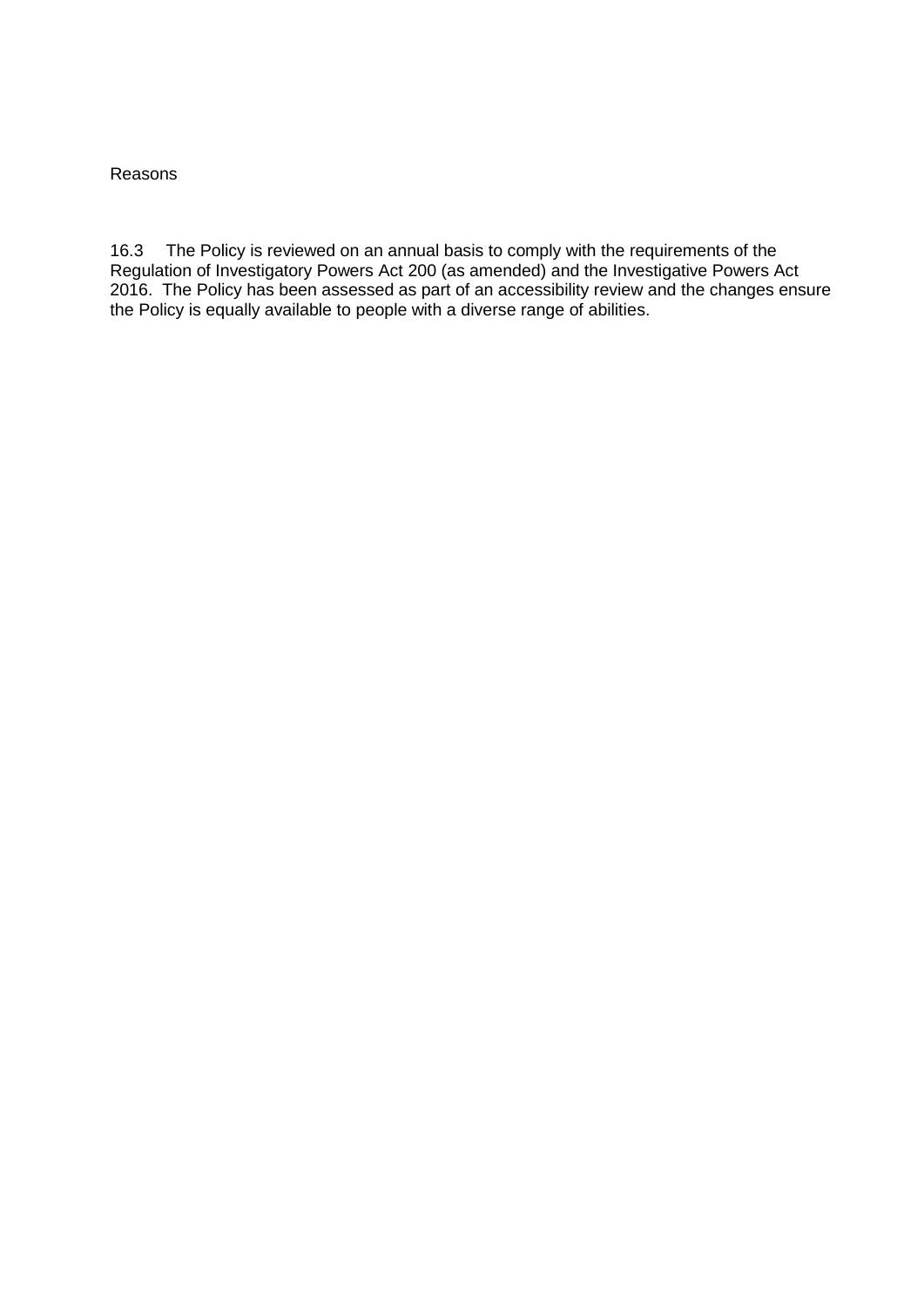Reasons

16.3 The Policy is reviewed on an annual basis to comply with the requirements of the Regulation of Investigatory Powers Act 200 (as amended) and the Investigative Powers Act 2016. The Policy has been assessed as part of an accessibility review and the changes ensure the Policy is equally available to people with a diverse range of abilities.